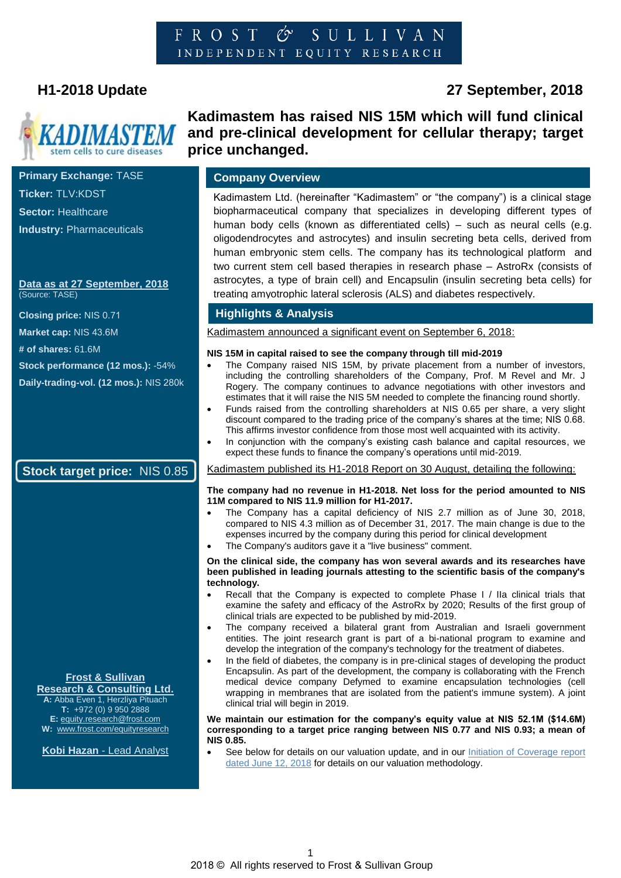FROST & SULLIVAN
INDEPENDENT EQUITY RESEARCH

## H1-2018 Update

**27 September, 2018**

# Kadimastem has raised NIS 15M which will fund clinical and pre-clinical development for cellular therapy; target price unchanged.

KADIMASTEM — stem cells to cure diseases

**Primary Exchange:** TASE
**Ticker:** TLV:KDST
**Sector:** Healthcare
**Industry:** Pharmaceuticals

**Data as at 27 September, 2018**
(Source: TASE)

**Closing price:** NIS 0.71
**Market cap:** NIS 43.6M
**# of shares:** 61.6M
**Stock performance (12 mos.):** -54%
**Daily-trading-vol. (12 mos.):** NIS 280k

**Stock target price: NIS 0.85**

## Company Overview

Kadimastem Ltd. (hereinafter "Kadimastem" or "the company") is a clinical stage biopharmaceutical company that specializes in developing different types of human body cells (known as differentiated cells) – such as neural cells (e.g. oligodendrocytes and astrocytes) and insulin secreting beta cells, derived from human embryonic stem cells. The company has its technological platform and two current stem cell based therapies in research phase – AstroRx (consists of astrocytes, a type of brain cell) and Encapsulin (insulin secreting beta cells) for treating amyotrophic lateral sclerosis (ALS) and diabetes respectively.

## Highlights & Analysis

Kadimastem announced a significant event on September 6, 2018:

**NIS 15M in capital raised to see the company through till mid-2019**

- The Company raised NIS 15M, by private placement from a number of investors, including the controlling shareholders of the Company, Prof. M Revel and Mr. J Rogery. The company continues to advance negotiations with other investors and estimates that it will raise the NIS 5M needed to complete the financing round shortly.
- Funds raised from the controlling shareholders at NIS 0.65 per share, a very slight discount compared to the trading price of the company's shares at the time; NIS 0.68. This affirms investor confidence from those most well acquainted with its activity.
- In conjunction with the company's existing cash balance and capital resources, we expect these funds to finance the company's operations until mid-2019.

Kadimastem published its H1-2018 Report on 30 August, detailing the following:

**The company had no revenue in H1-2018. Net loss for the period amounted to NIS 11M compared to NIS 11.9 million for H1-2017.**

- The Company has a capital deficiency of NIS 2.7 million as of June 30, 2018, compared to NIS 4.3 million as of December 31, 2017. The main change is due to the expenses incurred by the company during this period for clinical development
- The Company's auditors gave it a "live business" comment.

**On the clinical side, the company has won several awards and its researches have been published in leading journals attesting to the scientific basis of the company's technology.**

- Recall that the Company is expected to complete Phase I / IIa clinical trials that examine the safety and efficacy of the AstroRx by 2020; Results of the first group of clinical trials are expected to be published by mid-2019.
- The company received a bilateral grant from Australian and Israeli government entities. The joint research grant is part of a bi-national program to examine and develop the integration of the company's technology for the treatment of diabetes.
- In the field of diabetes, the company is in pre-clinical stages of developing the product Encapsulin. As part of the development, the company is collaborating with the French medical device company Defymed to examine encapsulation technologies (cell wrapping in membranes that are isolated from the patient's immune system). A joint clinical trial will begin in 2019.

**We maintain our estimation for the company's equity value at NIS 52.1M ($14.6M) corresponding to a target price ranging between NIS 0.77 and NIS 0.93; a mean of NIS 0.85.**

- See below for details on our valuation update, and in our Initiation of Coverage report dated June 12, 2018 for details on our valuation methodology.

**Frost & Sullivan Research & Consulting Ltd.**
**A:** Abba Even 1, Herzliya Pituach
**T:** +972 (0) 9 950 2888
**E:** equity.research@frost.com
**W:** www.frost.com/equityresearch

**Kobi Hazan - Lead Analyst**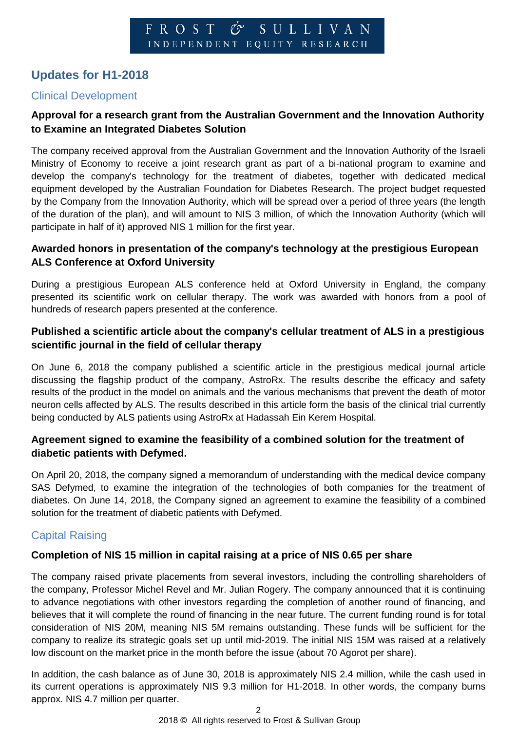## Updates for H1-2018

### Clinical Development

**Approval for a research grant from the Australian Government and the Innovation Authority to Examine an Integrated Diabetes Solution**

The company received approval from the Australian Government and the Innovation Authority of the Israeli Ministry of Economy to receive a joint research grant as part of a bi-national program to examine and develop the company's technology for the treatment of diabetes, together with dedicated medical equipment developed by the Australian Foundation for Diabetes Research. The project budget requested by the Company from the Innovation Authority, which will be spread over a period of three years (the length of the duration of the plan), and will amount to NIS 3 million, of which the Innovation Authority (which will participate in half of it) approved NIS 1 million for the first year.

**Awarded honors in presentation of the company's technology at the prestigious European ALS Conference at Oxford University**

During a prestigious European ALS conference held at Oxford University in England, the company presented its scientific work on cellular therapy. The work was awarded with honors from a pool of hundreds of research papers presented at the conference.

**Published a scientific article about the company's cellular treatment of ALS in a prestigious scientific journal in the field of cellular therapy**

On June 6, 2018 the company published a scientific article in the prestigious medical journal article discussing the flagship product of the company, AstroRx. The results describe the efficacy and safety results of the product in the model on animals and the various mechanisms that prevent the death of motor neuron cells affected by ALS. The results described in this article form the basis of the clinical trial currently being conducted by ALS patients using AstroRx at Hadassah Ein Kerem Hospital.

**Agreement signed to examine the feasibility of a combined solution for the treatment of diabetic patients with Defymed.**

On April 20, 2018, the company signed a memorandum of understanding with the medical device company SAS Defymed, to examine the integration of the technologies of both companies for the treatment of diabetes. On June 14, 2018, the Company signed an agreement to examine the feasibility of a combined solution for the treatment of diabetic patients with Defymed.

### Capital Raising

**Completion of NIS 15 million in capital raising at a price of NIS 0.65 per share**

The company raised private placements from several investors, including the controlling shareholders of the company, Professor Michel Revel and Mr. Julian Rogery. The company announced that it is continuing to advance negotiations with other investors regarding the completion of another round of financing, and believes that it will complete the round of financing in the near future. The current funding round is for total consideration of NIS 20M, meaning NIS 5M remains outstanding. These funds will be sufficient for the company to realize its strategic goals set up until mid-2019. The initial NIS 15M was raised at a relatively low discount on the market price in the month before the issue (about 70 Agorot per share).

In addition, the cash balance as of June 30, 2018 is approximately NIS 2.4 million, while the cash used in its current operations is approximately NIS 9.3 million for H1-2018. In other words, the company burns approx. NIS 4.7 million per quarter.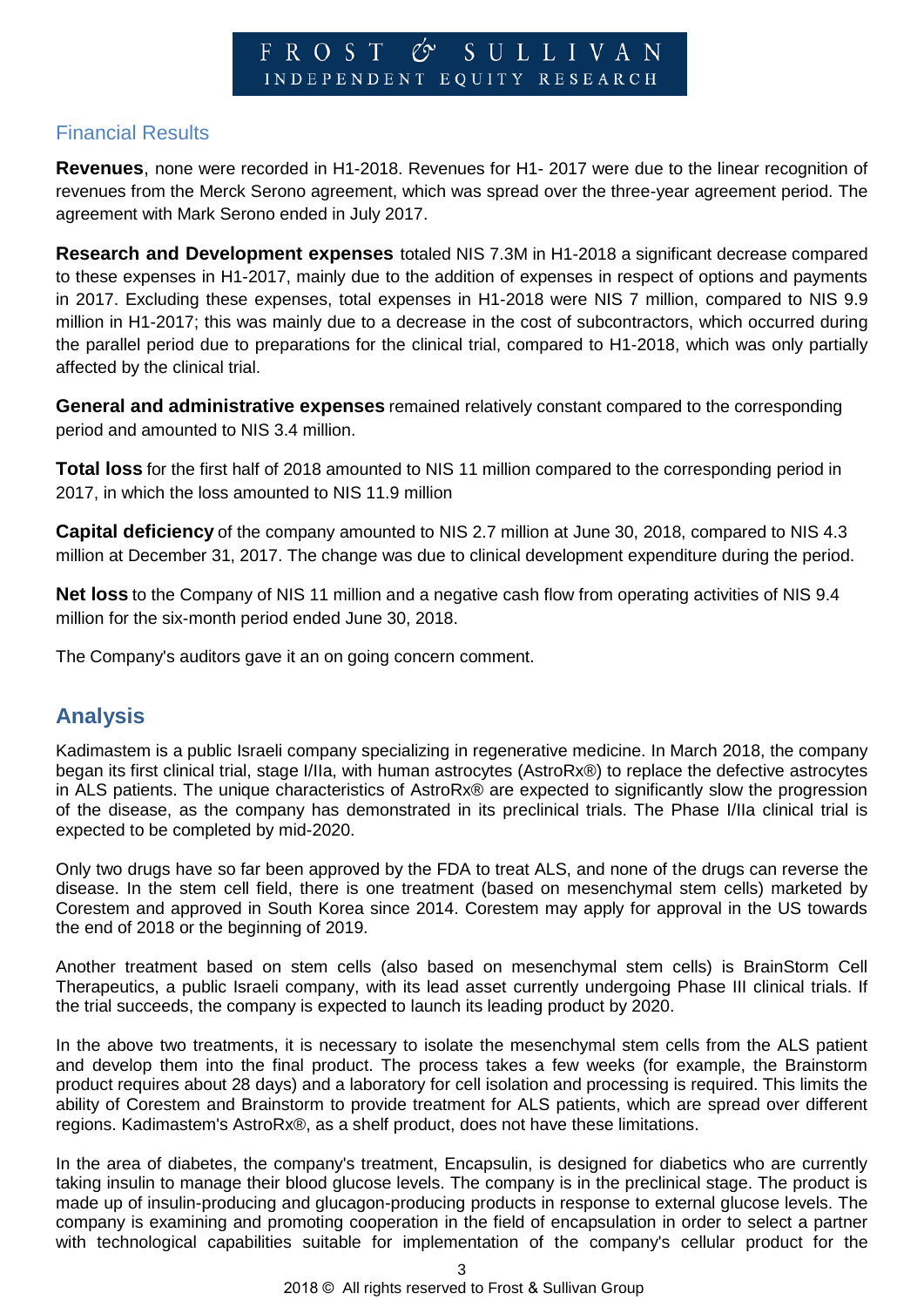## Financial Results

**Revenues**, none were recorded in H1-2018. Revenues for H1- 2017 were due to the linear recognition of revenues from the Merck Serono agreement, which was spread over the three-year agreement period. The agreement with Mark Serono ended in July 2017.

**Research and Development expenses** totaled NIS 7.3M in H1-2018 a significant decrease compared to these expenses in H1-2017, mainly due to the addition of expenses in respect of options and payments in 2017. Excluding these expenses, total expenses in H1-2018 were NIS 7 million, compared to NIS 9.9 million in H1-2017; this was mainly due to a decrease in the cost of subcontractors, which occurred during the parallel period due to preparations for the clinical trial, compared to H1-2018, which was only partially affected by the clinical trial.

**General and administrative expenses** remained relatively constant compared to the corresponding period and amounted to NIS 3.4 million.

**Total loss** for the first half of 2018 amounted to NIS 11 million compared to the corresponding period in 2017, in which the loss amounted to NIS 11.9 million

**Capital deficiency** of the company amounted to NIS 2.7 million at June 30, 2018, compared to NIS 4.3 million at December 31, 2017. The change was due to clinical development expenditure during the period.

**Net loss** to the Company of NIS 11 million and a negative cash flow from operating activities of NIS 9.4 million for the six-month period ended June 30, 2018.

The Company's auditors gave it an on going concern comment.

## Analysis

Kadimastem is a public Israeli company specializing in regenerative medicine. In March 2018, the company began its first clinical trial, stage I/IIa, with human astrocytes (AstroRx®) to replace the defective astrocytes in ALS patients. The unique characteristics of AstroRx® are expected to significantly slow the progression of the disease, as the company has demonstrated in its preclinical trials. The Phase I/IIa clinical trial is expected to be completed by mid-2020.

Only two drugs have so far been approved by the FDA to treat ALS, and none of the drugs can reverse the disease. In the stem cell field, there is one treatment (based on mesenchymal stem cells) marketed by Corestem and approved in South Korea since 2014. Corestem may apply for approval in the US towards the end of 2018 or the beginning of 2019.

Another treatment based on stem cells (also based on mesenchymal stem cells) is BrainStorm Cell Therapeutics, a public Israeli company, with its lead asset currently undergoing Phase III clinical trials. If the trial succeeds, the company is expected to launch its leading product by 2020.

In the above two treatments, it is necessary to isolate the mesenchymal stem cells from the ALS patient and develop them into the final product. The process takes a few weeks (for example, the Brainstorm product requires about 28 days) and a laboratory for cell isolation and processing is required. This limits the ability of Corestem and Brainstorm to provide treatment for ALS patients, which are spread over different regions. Kadimastem's AstroRx®, as a shelf product, does not have these limitations.

In the area of diabetes, the company's treatment, Encapsulin, is designed for diabetics who are currently taking insulin to manage their blood glucose levels. The company is in the preclinical stage. The product is made up of insulin-producing and glucagon-producing products in response to external glucose levels. The company is examining and promoting cooperation in the field of encapsulation in order to select a partner with technological capabilities suitable for implementation of the company's cellular product for the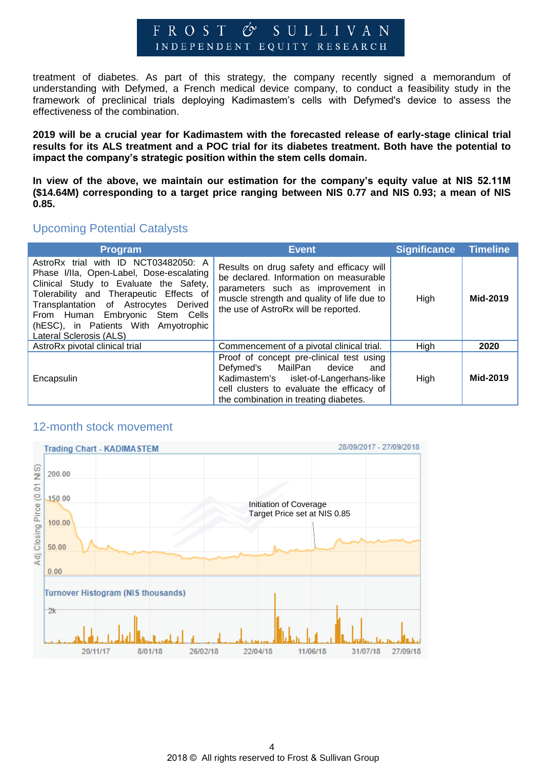treatment of diabetes. As part of this strategy, the company recently signed a memorandum of understanding with Defymed, a French medical device company, to conduct a feasibility study in the framework of preclinical trials deploying Kadimastem's cells with Defymed's device to assess the effectiveness of the combination.

**2019 will be a crucial year for Kadimastem with the forecasted release of early-stage clinical trial results for its ALS treatment and a POC trial for its diabetes treatment. Both have the potential to impact the company's strategic position within the stem cells domain.**

**In view of the above, we maintain our estimation for the company's equity value at NIS 52.11M ($14.64M) corresponding to a target price ranging between NIS 0.77 and NIS 0.93; a mean of NIS 0.85.**

## Upcoming Potential Catalysts

| Program | Event | Significance | Timeline |
| --- | --- | --- | --- |
| AstroRx trial with ID NCT03482050: A Phase I/IIa, Open-Label, Dose-escalating Clinical Study to Evaluate the Safety, Tolerability and Therapeutic Effects of Transplantation of Astrocytes Derived From Human Embryonic Stem Cells (hESC), in Patients With Amyotrophic Lateral Sclerosis (ALS) | Results on drug safety and efficacy will be declared. Information on measurable parameters such as improvement in muscle strength and quality of life due to the use of AstroRx will be reported. | High | **Mid-2019** |
| AstroRx pivotal clinical trial | Commencement of a pivotal clinical trial. | High | **2020** |
| Encapsulin | Proof of concept pre-clinical test using Defymed's MailPan device and Kadimastem's islet-of-Langerhans-like cell clusters to evaluate the efficacy of the combination in treating diabetes. | High | **Mid-2019** |

## 12-month stock movement

Trading Chart - KADIMASTEM 28/09/2017 - 27/09/2018

Adj.Closing Pirce (0.01 NIS): 200.00, 150.00, 100.00, 50.00, 0.00

Initiation of Coverage
Target Price set at NIS 0.85

Turnover Histogram (NIS thousands): 2k

20/11/17, 8/01/18, 26/02/18, 22/04/18, 11/06/18, 31/07/18, 27/09/18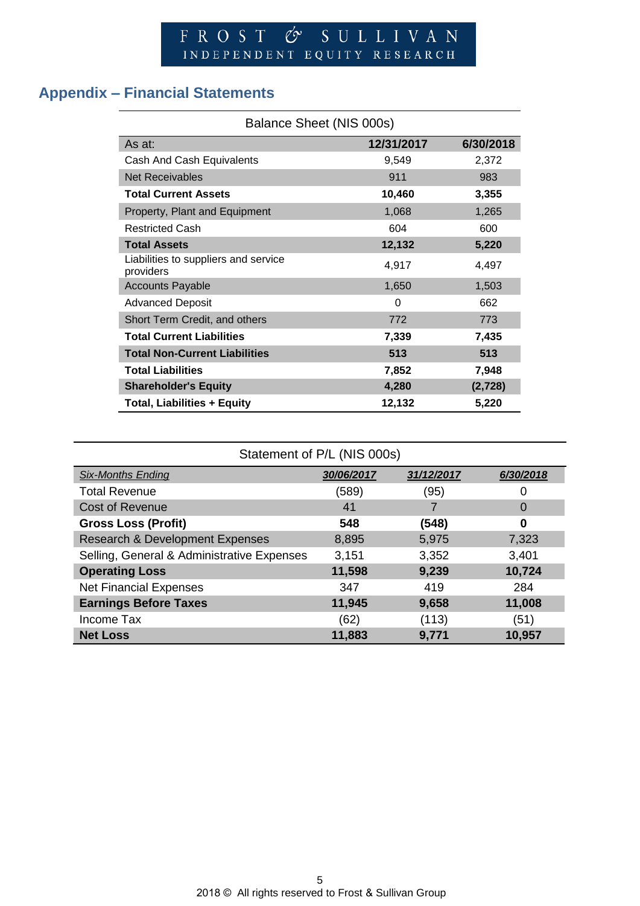## Appendix – Financial Statements

| Balance Sheet (NIS 000s) | | |
|---|---|---|
| As at: | 12/31/2017 | 6/30/2018 |
| Cash And Cash Equivalents | 9,549 | 2,372 |
| Net Receivables | 911 | 983 |
| **Total Current Assets** | **10,460** | **3,355** |
| Property, Plant and Equipment | 1,068 | 1,265 |
| Restricted Cash | 604 | 600 |
| **Total Assets** | **12,132** | **5,220** |
| Liabilities to suppliers and service providers | 4,917 | 4,497 |
| Accounts Payable | 1,650 | 1,503 |
| Advanced Deposit | 0 | 662 |
| Short Term Credit, and others | 772 | 773 |
| **Total Current Liabilities** | **7,339** | **7,435** |
| **Total Non-Current Liabilities** | **513** | **513** |
| **Total Liabilities** | **7,852** | **7,948** |
| **Shareholder's Equity** | **4,280** | **(2,728)** |
| **Total, Liabilities + Equity** | **12,132** | **5,220** |

| Statement of P/L (NIS 000s) | | | |
|---|---|---|---|
| *Six-Months Ending* | *30/06/2017* | *31/12/2017* | *6/30/2018* |
| Total Revenue | (589) | (95) | 0 |
| Cost of Revenue | 41 | 7 | 0 |
| **Gross Loss (Profit)** | **548** | **(548)** | **0** |
| Research & Development Expenses | 8,895 | 5,975 | 7,323 |
| Selling, General & Administrative Expenses | 3,151 | 3,352 | 3,401 |
| **Operating Loss** | **11,598** | **9,239** | **10,724** |
| Net Financial Expenses | 347 | 419 | 284 |
| **Earnings Before Taxes** | **11,945** | **9,658** | **11,008** |
| Income Tax | (62) | (113) | (51) |
| **Net Loss** | **11,883** | **9,771** | **10,957** |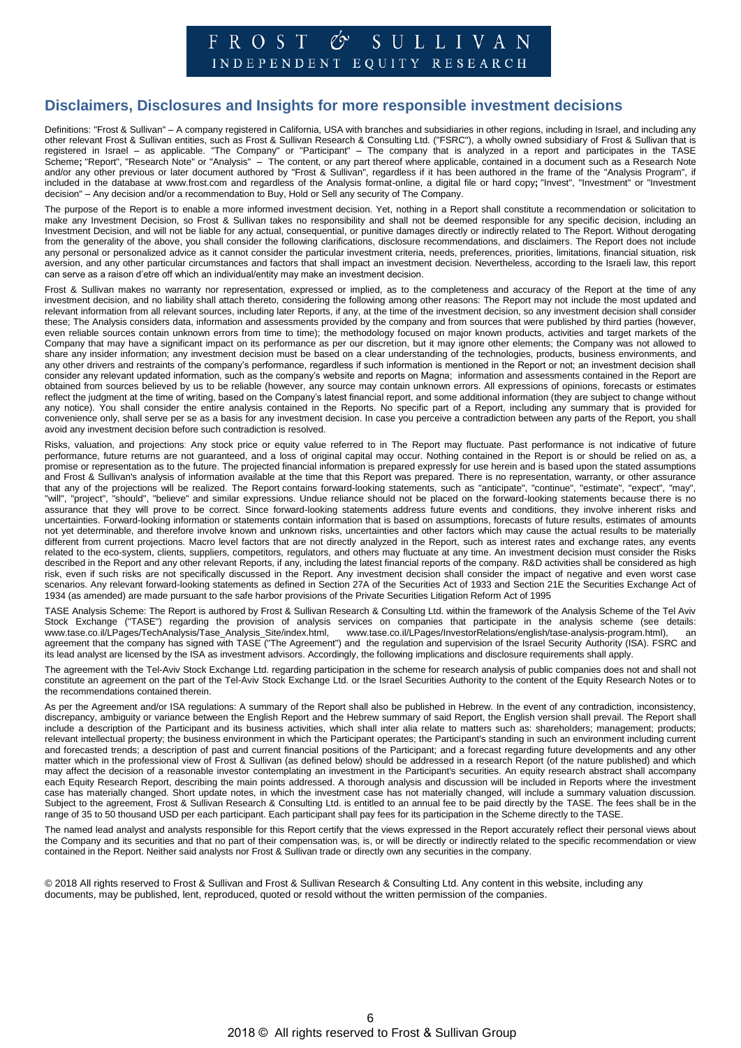# Disclaimers, Disclosures and Insights for more responsible investment decisions

Definitions: "Frost & Sullivan" – A company registered in California, USA with branches and subsidiaries in other regions, including in Israel, and including any other relevant Frost & Sullivan entities, such as Frost & Sullivan Research & Consulting Ltd. ("FSRC"), a wholly owned subsidiary of Frost & Sullivan that is registered in Israel – as applicable. "The Company" or "Participant" – The company that is analyzed in a report and participates in the TASE Scheme; "Report", "Research Note" or "Analysis" – The content, or any part thereof where applicable, contained in a document such as a Research Note and/or any other previous or later document authored by "Frost & Sullivan", regardless if it has been authored in the frame of the "Analysis Program", if included in the database at www.frost.com and regardless of the Analysis format-online, a digital file or hard copy; "Invest", "Investment" or "Investment decision" – Any decision and/or a recommendation to Buy, Hold or Sell any security of The Company.

The purpose of the Report is to enable a more informed investment decision. Yet, nothing in a Report shall constitute a recommendation or solicitation to make any Investment Decision, so Frost & Sullivan takes no responsibility and shall not be deemed responsible for any specific decision, including an Investment Decision, and will not be liable for any actual, consequential, or punitive damages directly or indirectly related to The Report. Without derogating from the generality of the above, you shall consider the following clarifications, disclosure recommendations, and disclaimers. The Report does not include any personal or personalized advice as it cannot consider the particular investment criteria, needs, preferences, priorities, limitations, financial situation, risk aversion, and any other particular circumstances and factors that shall impact an investment decision. Nevertheless, according to the Israeli law, this report can serve as a raison d'etre off which an individual/entity may make an investment decision.

Frost & Sullivan makes no warranty nor representation, expressed or implied, as to the completeness and accuracy of the Report at the time of any investment decision, and no liability shall attach thereto, considering the following among other reasons: The Report may not include the most updated and relevant information from all relevant sources, including later Reports, if any, at the time of the investment decision, so any investment decision shall consider these; The Analysis considers data, information and assessments provided by the company and from sources that were published by third parties (however, even reliable sources contain unknown errors from time to time); the methodology focused on major known products, activities and target markets of the Company that may have a significant impact on its performance as per our discretion, but it may ignore other elements; the Company was not allowed to share any insider information; any investment decision must be based on a clear understanding of the technologies, products, business environments, and any other drivers and restraints of the company's performance, regardless if such information is mentioned in the Report or not; an investment decision shall consider any relevant updated information, such as the company's website and reports on Magna; information and assessments contained in the Report are obtained from sources believed by us to be reliable (however, any source may contain unknown errors. All expressions of opinions, forecasts or estimates reflect the judgment at the time of writing, based on the Company's latest financial report, and some additional information (they are subject to change without any notice). You shall consider the entire analysis contained in the Reports. No specific part of a Report, including any summary that is provided for convenience only, shall serve per se as a basis for any investment decision. In case you perceive a contradiction between any parts of the Report, you shall avoid any investment decision before such contradiction is resolved.

Risks, valuation, and projections: Any stock price or equity value referred to in The Report may fluctuate. Past performance is not indicative of future performance, future returns are not guaranteed, and a loss of original capital may occur. Nothing contained in the Report is or should be relied on as, a promise or representation as to the future. The projected financial information is prepared expressly for use herein and is based upon the stated assumptions and Frost & Sullivan's analysis of information available at the time that this Report was prepared. There is no representation, warranty, or other assurance that any of the projections will be realized. The Report contains forward-looking statements, such as "anticipate", "continue", "estimate", "expect", "may", "will", "project", "should", "believe" and similar expressions. Undue reliance should not be placed on the forward-looking statements because there is no assurance that they will prove to be correct. Since forward-looking statements address future events and conditions, they involve inherent risks and uncertainties. Forward-looking information or statements contain information that is based on assumptions, forecasts of future results, estimates of amounts not yet determinable, and therefore involve known and unknown risks, uncertainties and other factors which may cause the actual results to be materially different from current projections. Macro level factors that are not directly analyzed in the Report, such as interest rates and exchange rates, any events related to the eco-system, clients, suppliers, competitors, regulators, and others may fluctuate at any time. An investment decision must consider the Risks described in the Report and any other relevant Reports, if any, including the latest financial reports of the company. R&D activities shall be considered as high risk, even if such risks are not specifically discussed in the Report. Any investment decision shall consider the impact of negative and even worst case scenarios. Any relevant forward-looking statements as defined in Section 27A of the Securities Act of 1933 and Section 21E the Securities Exchange Act of 1934 (as amended) are made pursuant to the safe harbor provisions of the Private Securities Litigation Reform Act of 1995

TASE Analysis Scheme: The Report is authored by Frost & Sullivan Research & Consulting Ltd. within the framework of the Analysis Scheme of the Tel Aviv Stock Exchange ("TASE") regarding the provision of analysis services on companies that participate in the analysis scheme (see details: www.tase.co.il/LPages/TechAnalysis/Tase_Analysis_Site/index.html, www.tase.co.il/LPages/InvestorRelations/english/tase-analysis-program.html), an agreement that the company has signed with TASE ("The Agreement") and the regulation and supervision of the Israel Security Authority (ISA). FSRC and its lead analyst are licensed by the ISA as investment advisors. Accordingly, the following implications and disclosure requirements shall apply.

The agreement with the Tel-Aviv Stock Exchange Ltd. regarding participation in the scheme for research analysis of public companies does not and shall not constitute an agreement on the part of the Tel-Aviv Stock Exchange Ltd. or the Israel Securities Authority to the content of the Equity Research Notes or to the recommendations contained therein.

As per the Agreement and/or ISA regulations: A summary of the Report shall also be published in Hebrew. In the event of any contradiction, inconsistency, discrepancy, ambiguity or variance between the English Report and the Hebrew summary of said Report, the English version shall prevail. The Report shall include a description of the Participant and its business activities, which shall inter alia relate to matters such as: shareholders; management; products; relevant intellectual property; the business environment in which the Participant operates; the Participant's standing in such an environment including current and forecasted trends; a description of past and current financial positions of the Participant; and a forecast regarding future developments and any other matter which in the professional view of Frost & Sullivan (as defined below) should be addressed in a research Report (of the nature published) and which may affect the decision of a reasonable investor contemplating an investment in the Participant's securities. An equity research abstract shall accompany each Equity Research Report, describing the main points addressed. A thorough analysis and discussion will be included in Reports where the investment case has materially changed. Short update notes, in which the investment case has not materially changed, will include a summary valuation discussion. Subject to the agreement, Frost & Sullivan Research & Consulting Ltd. is entitled to an annual fee to be paid directly by the TASE. The fees shall be in the range of 35 to 50 thousand USD per each participant. Each participant shall pay fees for its participation in the Scheme directly to the TASE.

The named lead analyst and analysts responsible for this Report certify that the views expressed in the Report accurately reflect their personal views about the Company and its securities and that no part of their compensation was, is, or will be directly or indirectly related to the specific recommendation or view contained in the Report. Neither said analysts nor Frost & Sullivan trade or directly own any securities in the company.

© 2018 All rights reserved to Frost & Sullivan and Frost & Sullivan Research & Consulting Ltd. Any content in this website, including any documents, may be published, lent, reproduced, quoted or resold without the written permission of the companies.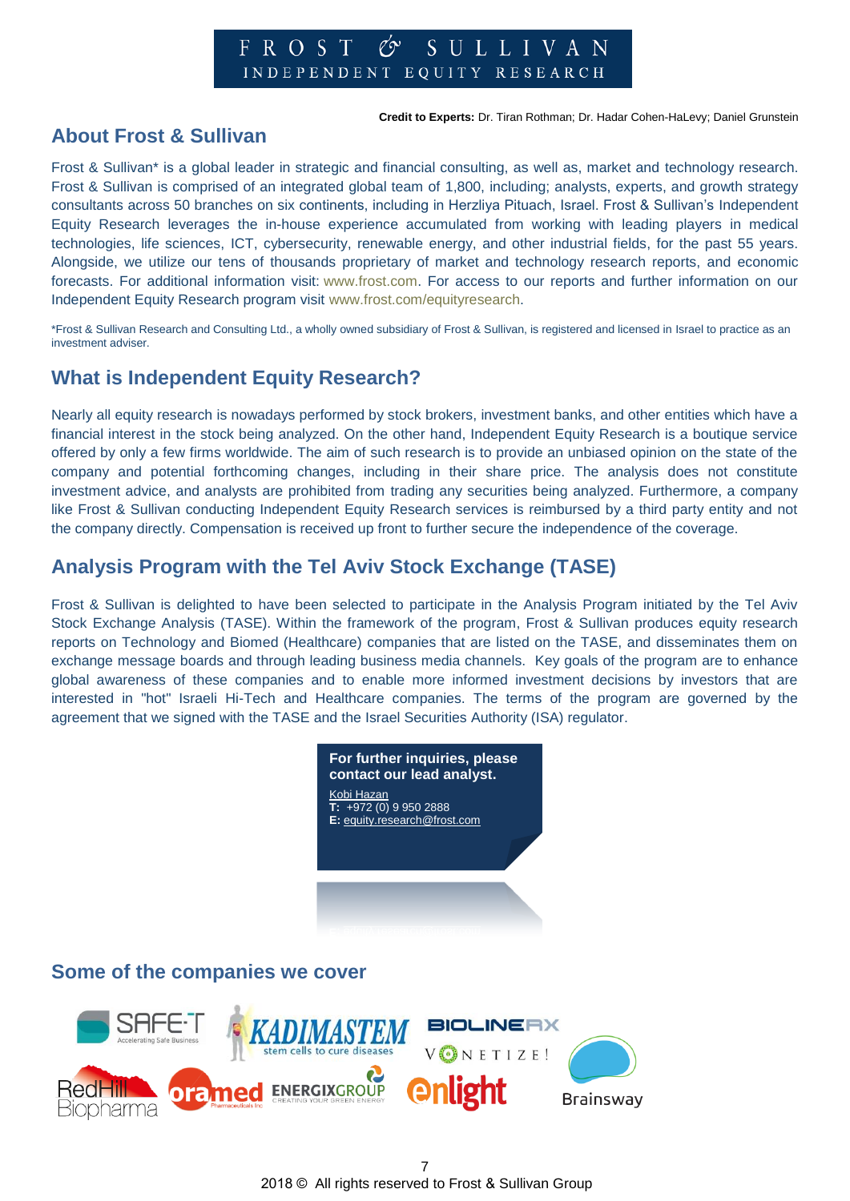FROST & SULLIVAN
INDEPENDENT EQUITY RESEARCH

**Credit to Experts:** Dr. Tiran Rothman; Dr. Hadar Cohen-HaLevy; Daniel Grunstein

## About Frost & Sullivan

Frost & Sullivan* is a global leader in strategic and financial consulting, as well as, market and technology research. Frost & Sullivan is comprised of an integrated global team of 1,800, including; analysts, experts, and growth strategy consultants across 50 branches on six continents, including in Herzliya Pituach, Israel. Frost & Sullivan's Independent Equity Research leverages the in-house experience accumulated from working with leading players in medical technologies, life sciences, ICT, cybersecurity, renewable energy, and other industrial fields, for the past 55 years. Alongside, we utilize our tens of thousands proprietary of market and technology research reports, and economic forecasts. For additional information visit: www.frost.com. For access to our reports and further information on our Independent Equity Research program visit www.frost.com/equityresearch.

*Frost & Sullivan Research and Consulting Ltd., a wholly owned subsidiary of Frost & Sullivan, is registered and licensed in Israel to practice as an investment adviser.

## What is Independent Equity Research?

Nearly all equity research is nowadays performed by stock brokers, investment banks, and other entities which have a financial interest in the stock being analyzed. On the other hand, Independent Equity Research is a boutique service offered by only a few firms worldwide. The aim of such research is to provide an unbiased opinion on the state of the company and potential forthcoming changes, including in their share price. The analysis does not constitute investment advice, and analysts are prohibited from trading any securities being analyzed. Furthermore, a company like Frost & Sullivan conducting Independent Equity Research services is reimbursed by a third party entity and not the company directly. Compensation is received up front to further secure the independence of the coverage.

## Analysis Program with the Tel Aviv Stock Exchange (TASE)

Frost & Sullivan is delighted to have been selected to participate in the Analysis Program initiated by the Tel Aviv Stock Exchange Analysis (TASE). Within the framework of the program, Frost & Sullivan produces equity research reports on Technology and Biomed (Healthcare) companies that are listed on the TASE, and disseminates them on exchange message boards and through leading business media channels. Key goals of the program are to enhance global awareness of these companies and to enable more informed investment decisions by investors that are interested in "hot" Israeli Hi-Tech and Healthcare companies. The terms of the program are governed by the agreement that we signed with the TASE and the Israel Securities Authority (ISA) regulator.

**For further inquiries, please contact our lead analyst.**

Kobi Hazan
**T:** +972 (0) 9 950 2888
**E:** equity.research@frost.com

## Some of the companies we cover

SAFE-T (Accelerating Safe Business), KADIMASTEM (stem cells to cure diseases), BIOLINERX, VONETIZE!, RedHill Biopharma, oramed (Pharmaceuticals Inc), ENERGIXGROUP (CREATING YOUR GREEN ENERGY), enlight, Brainsway

2018 © All rights reserved to Frost & Sullivan Group